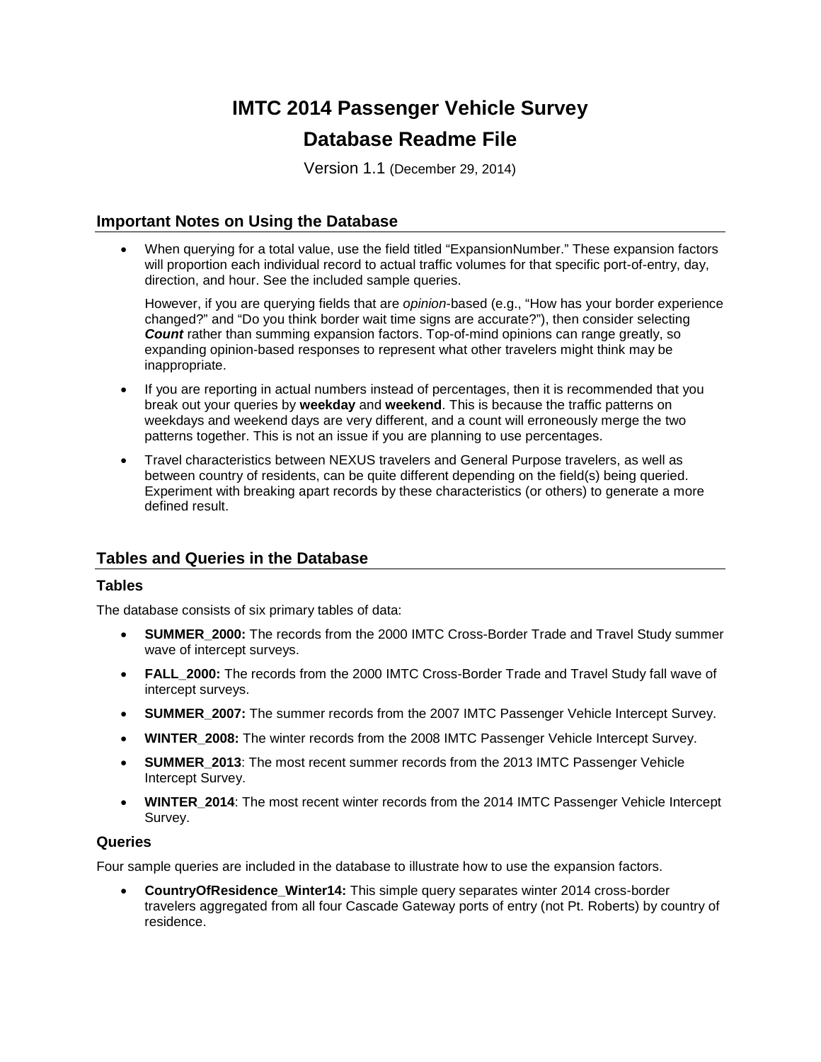# IMTC 2014 Passenger Vehicle Survey

# Database Readme File

Version 1.1 (December 29, 2014)

## Important Notes on Using the Database

- When querying for a total value, use the field titled “ExpansionNumber.” These expansion factors will proportion each individual record to actual traffic volumes for that specific port-of-entry, day, direction, and hour. See the included sample queries.

  However, if you are querying fields that are *opinion*-based (e.g., “How has your border experience changed?” and “Do you think border wait time signs are accurate?”), then consider selecting ***Count*** rather than summing expansion factors. Top-of-mind opinions can range greatly, so expanding opinion-based responses to represent what other travelers might think may be inappropriate.

- If you are reporting in actual numbers instead of percentages, then it is recommended that you break out your queries by **weekday** and **weekend**. This is because the traffic patterns on weekdays and weekend days are very different, and a count will erroneously merge the two patterns together. This is not an issue if you are planning to use percentages.

- Travel characteristics between NEXUS travelers and General Purpose travelers, as well as between country of residents, can be quite different depending on the field(s) being queried. Experiment with breaking apart records by these characteristics (or others) to generate a more defined result.

## Tables and Queries in the Database

### Tables

The database consists of six primary tables of data:

- **SUMMER_2000:** The records from the 2000 IMTC Cross-Border Trade and Travel Study summer wave of intercept surveys.
- **FALL_2000:** The records from the 2000 IMTC Cross-Border Trade and Travel Study fall wave of intercept surveys.
- **SUMMER_2007:** The summer records from the 2007 IMTC Passenger Vehicle Intercept Survey.
- **WINTER_2008:** The winter records from the 2008 IMTC Passenger Vehicle Intercept Survey.
- **SUMMER_2013**: The most recent summer records from the 2013 IMTC Passenger Vehicle Intercept Survey.
- **WINTER_2014**: The most recent winter records from the 2014 IMTC Passenger Vehicle Intercept Survey.

### Queries

Four sample queries are included in the database to illustrate how to use the expansion factors.

- **CountryOfResidence_Winter14:** This simple query separates winter 2014 cross-border travelers aggregated from all four Cascade Gateway ports of entry (not Pt. Roberts) by country of residence.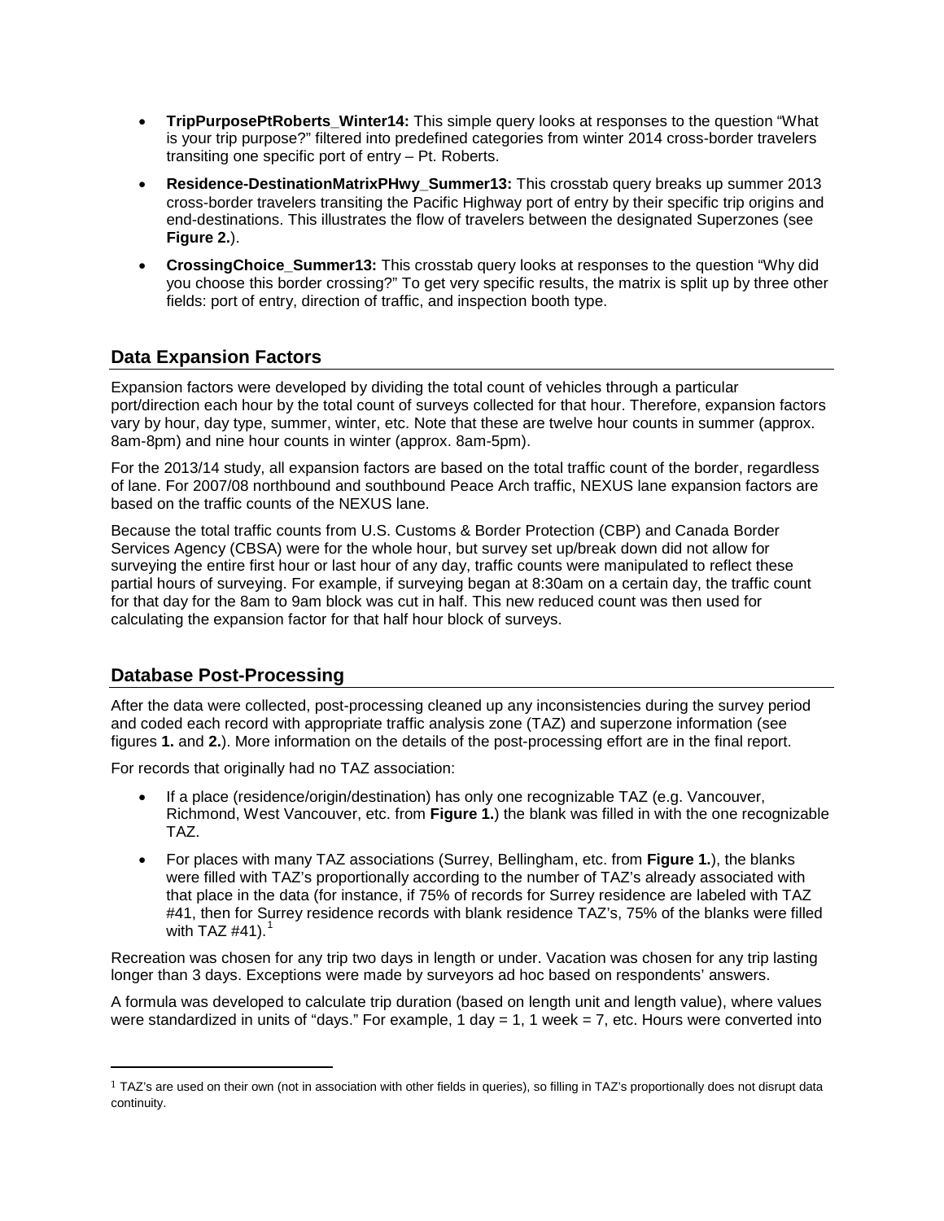- **TripPurposePtRoberts_Winter14:** This simple query looks at responses to the question "What is your trip purpose?" filtered into predefined categories from winter 2014 cross-border travelers transiting one specific port of entry – Pt. Roberts.
- **Residence-DestinationMatrixPHwy_Summer13:** This crosstab query breaks up summer 2013 cross-border travelers transiting the Pacific Highway port of entry by their specific trip origins and end-destinations. This illustrates the flow of travelers between the designated Superzones (see **Figure 2.**).
- **CrossingChoice_Summer13:** This crosstab query looks at responses to the question "Why did you choose this border crossing?" To get very specific results, the matrix is split up by three other fields: port of entry, direction of traffic, and inspection booth type.

## Data Expansion Factors

Expansion factors were developed by dividing the total count of vehicles through a particular port/direction each hour by the total count of surveys collected for that hour. Therefore, expansion factors vary by hour, day type, summer, winter, etc. Note that these are twelve hour counts in summer (approx. 8am-8pm) and nine hour counts in winter (approx. 8am-5pm).

For the 2013/14 study, all expansion factors are based on the total traffic count of the border, regardless of lane. For 2007/08 northbound and southbound Peace Arch traffic, NEXUS lane expansion factors are based on the traffic counts of the NEXUS lane.

Because the total traffic counts from U.S. Customs & Border Protection (CBP) and Canada Border Services Agency (CBSA) were for the whole hour, but survey set up/break down did not allow for surveying the entire first hour or last hour of any day, traffic counts were manipulated to reflect these partial hours of surveying. For example, if surveying began at 8:30am on a certain day, the traffic count for that day for the 8am to 9am block was cut in half. This new reduced count was then used for calculating the expansion factor for that half hour block of surveys.

## Database Post-Processing

After the data were collected, post-processing cleaned up any inconsistencies during the survey period and coded each record with appropriate traffic analysis zone (TAZ) and superzone information (see figures **1.** and **2.**). More information on the details of the post-processing effort are in the final report.

For records that originally had no TAZ association:

- If a place (residence/origin/destination) has only one recognizable TAZ (e.g. Vancouver, Richmond, West Vancouver, etc. from **Figure 1.**) the blank was filled in with the one recognizable TAZ.
- For places with many TAZ associations (Surrey, Bellingham, etc. from **Figure 1.**), the blanks were filled with TAZ's proportionally according to the number of TAZ's already associated with that place in the data (for instance, if 75% of records for Surrey residence are labeled with TAZ #41, then for Surrey residence records with blank residence TAZ's, 75% of the blanks were filled with TAZ #41).[1]

Recreation was chosen for any trip two days in length or under. Vacation was chosen for any trip lasting longer than 3 days. Exceptions were made by surveyors ad hoc based on respondents' answers.

A formula was developed to calculate trip duration (based on length unit and length value), where values were standardized in units of "days." For example, 1 day = 1, 1 week = 7, etc. Hours were converted into

[1] TAZ's are used on their own (not in association with other fields in queries), so filling in TAZ's proportionally does not disrupt data continuity.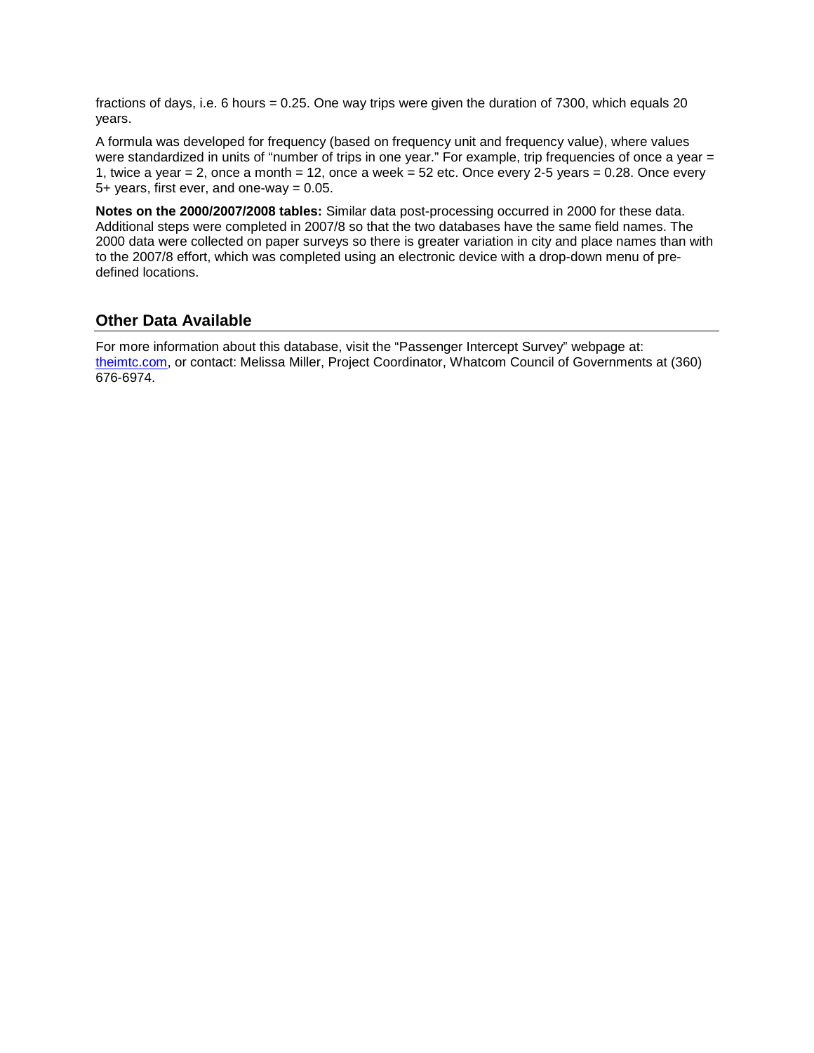fractions of days, i.e. 6 hours = 0.25. One way trips were given the duration of 7300, which equals 20 years.

A formula was developed for frequency (based on frequency unit and frequency value), where values were standardized in units of "number of trips in one year." For example, trip frequencies of once a year = 1, twice a year = 2, once a month = 12, once a week = 52 etc. Once every 2-5 years = 0.28. Once every 5+ years, first ever, and one-way = 0.05.

**Notes on the 2000/2007/2008 tables:** Similar data post-processing occurred in 2000 for these data. Additional steps were completed in 2007/8 so that the two databases have the same field names. The 2000 data were collected on paper surveys so there is greater variation in city and place names than with to the 2007/8 effort, which was completed using an electronic device with a drop-down menu of pre-defined locations.

## Other Data Available

For more information about this database, visit the "Passenger Intercept Survey" webpage at: theimtc.com, or contact: Melissa Miller, Project Coordinator, Whatcom Council of Governments at (360) 676-6974.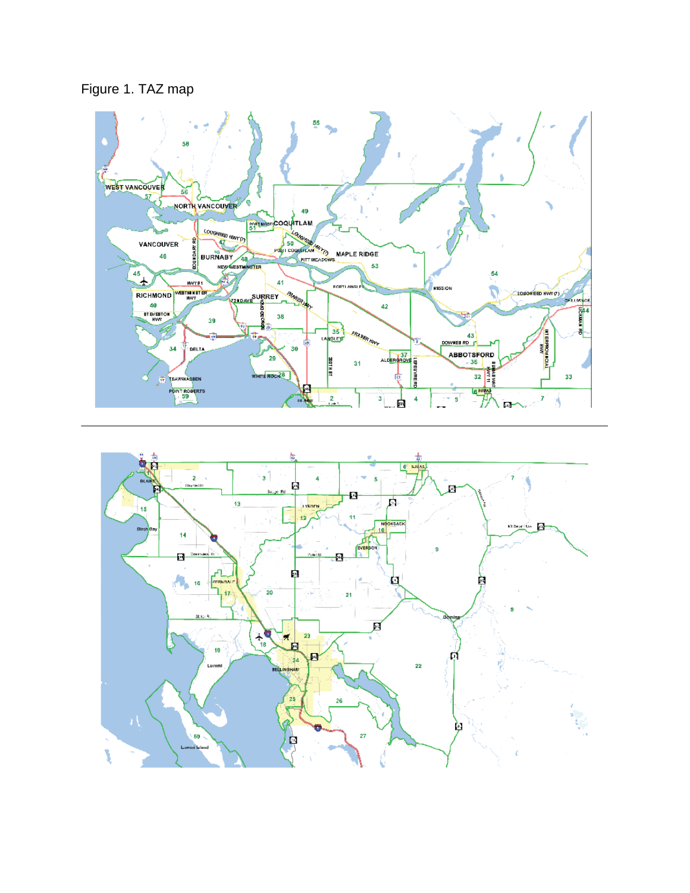Figure 1. TAZ map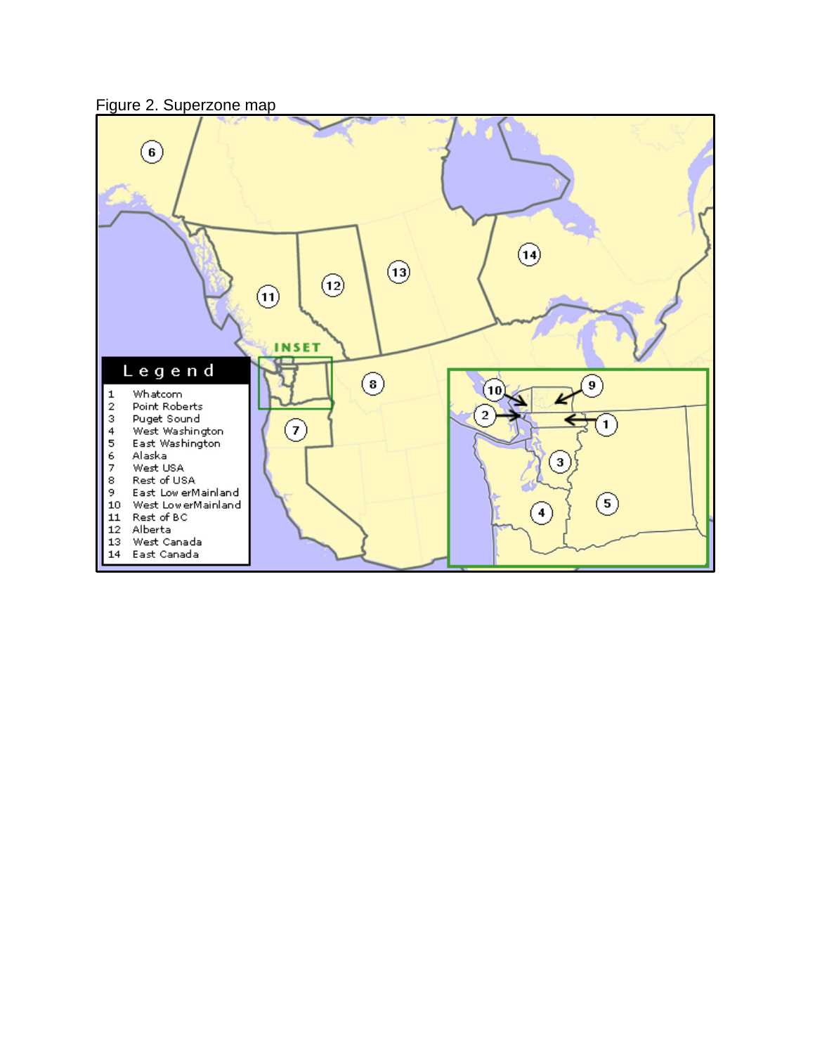Figure 2. Superzone map

INSET

Legend

1 Whatcom
2 Point Roberts
3 Puget Sound
4 West Washington
5 East Washington
6 Alaska
7 West USA
8 Rest of USA
9 East LowerMainland
10 West LowerMainland
11 Rest of BC
12 Alberta
13 West Canada
14 East Canada